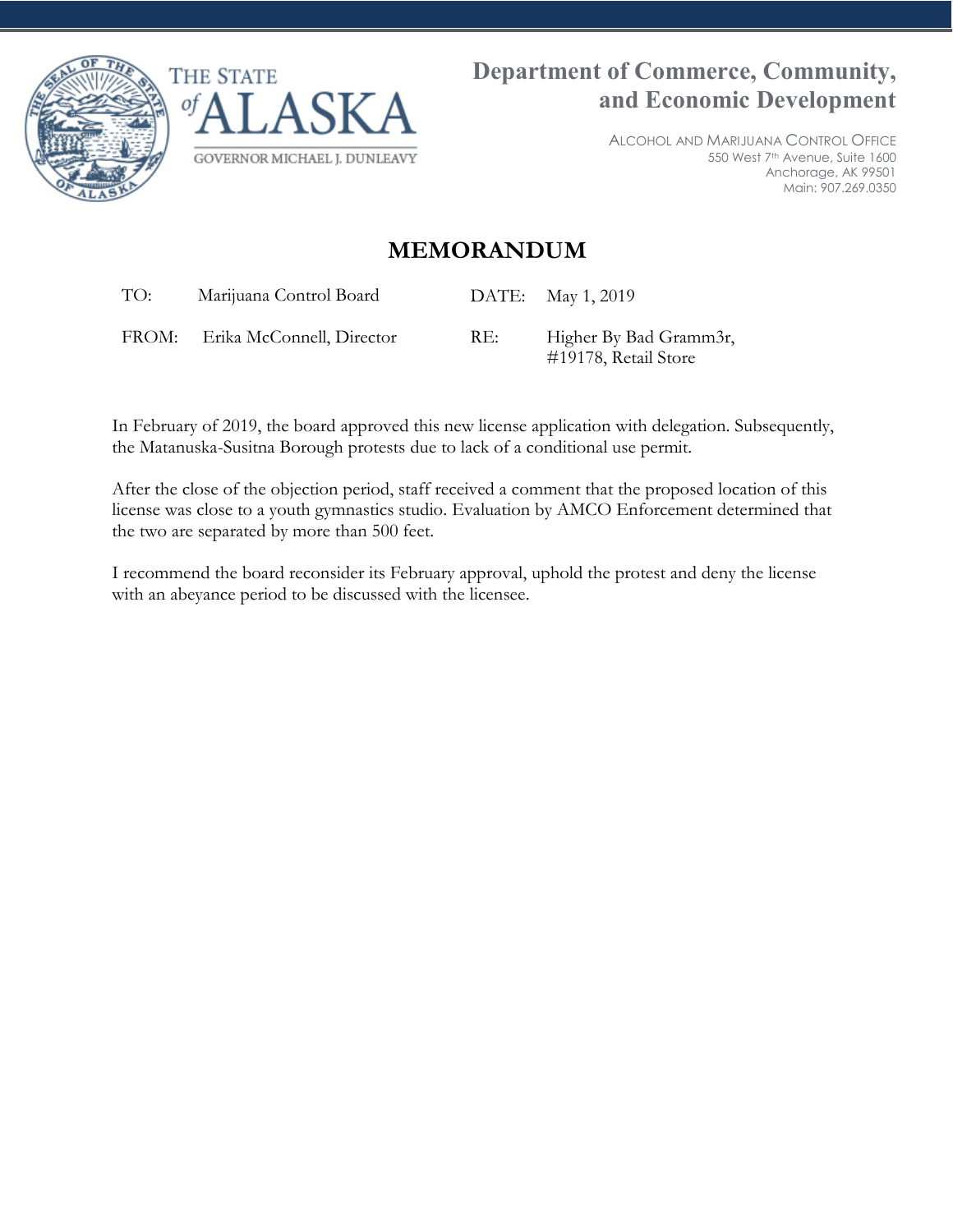THE STATE of ALASKA

GOVERNOR MICHAEL J. DUNLEAVY

**Department of Commerce, Community, and Economic Development**

ALCOHOL AND MARIJUANA CONTROL OFFICE
550 West 7th Avenue, Suite 1600
Anchorage, AK 99501
Main: 907.269.0350

# MEMORANDUM

| | | | |
|---|---|---|---|
| TO: | Marijuana Control Board | DATE: | May 1, 2019 |
| FROM: | Erika McConnell, Director | RE: | Higher By Bad Gramm3r, #19178, Retail Store |

In February of 2019, the board approved this new license application with delegation. Subsequently, the Matanuska-Susitna Borough protests due to lack of a conditional use permit.

After the close of the objection period, staff received a comment that the proposed location of this license was close to a youth gymnastics studio. Evaluation by AMCO Enforcement determined that the two are separated by more than 500 feet.

I recommend the board reconsider its February approval, uphold the protest and deny the license with an abeyance period to be discussed with the licensee.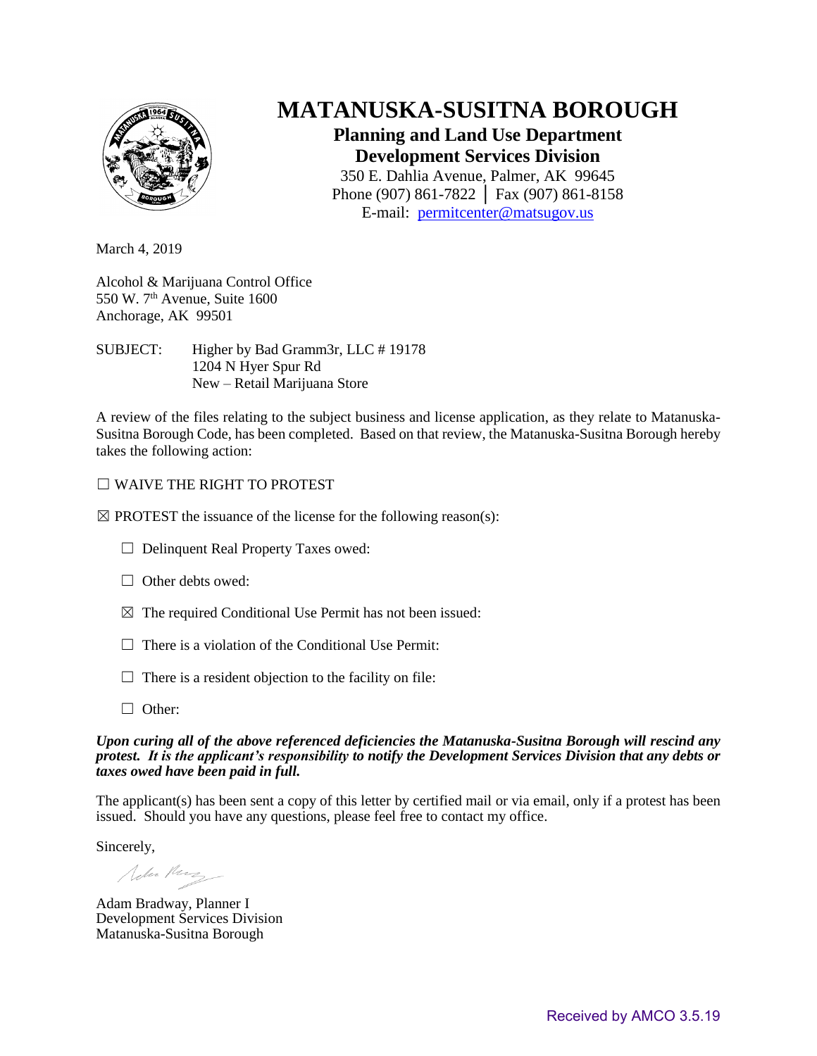# MATANUSKA-SUSITNA BOROUGH

## Planning and Land Use Department
## Development Services Division

350 E. Dahlia Avenue, Palmer, AK 99645
Phone (907) 861-7822 │ Fax (907) 861-8158
E-mail: permitcenter@matsugov.us

March 4, 2019

Alcohol & Marijuana Control Office
550 W. 7th Avenue, Suite 1600
Anchorage, AK 99501

SUBJECT: Higher by Bad Gramm3r, LLC # 19178
1204 N Hyer Spur Rd
New – Retail Marijuana Store

A review of the files relating to the subject business and license application, as they relate to Matanuska-Susitna Borough Code, has been completed. Based on that review, the Matanuska-Susitna Borough hereby takes the following action:

☐ WAIVE THE RIGHT TO PROTEST

☒ PROTEST the issuance of the license for the following reason(s):

- ☐ Delinquent Real Property Taxes owed:
- ☐ Other debts owed:
- ☒ The required Conditional Use Permit has not been issued:
- ☐ There is a violation of the Conditional Use Permit:
- ☐ There is a resident objection to the facility on file:
- ☐ Other:

***Upon curing all of the above referenced deficiencies the Matanuska-Susitna Borough will rescind any protest. It is the applicant's responsibility to notify the Development Services Division that any debts or taxes owed have been paid in full.***

The applicant(s) has been sent a copy of this letter by certified mail or via email, only if a protest has been issued. Should you have any questions, please feel free to contact my office.

Sincerely,

Adam Bradway, Planner I
Development Services Division
Matanuska-Susitna Borough

Received by AMCO 3.5.19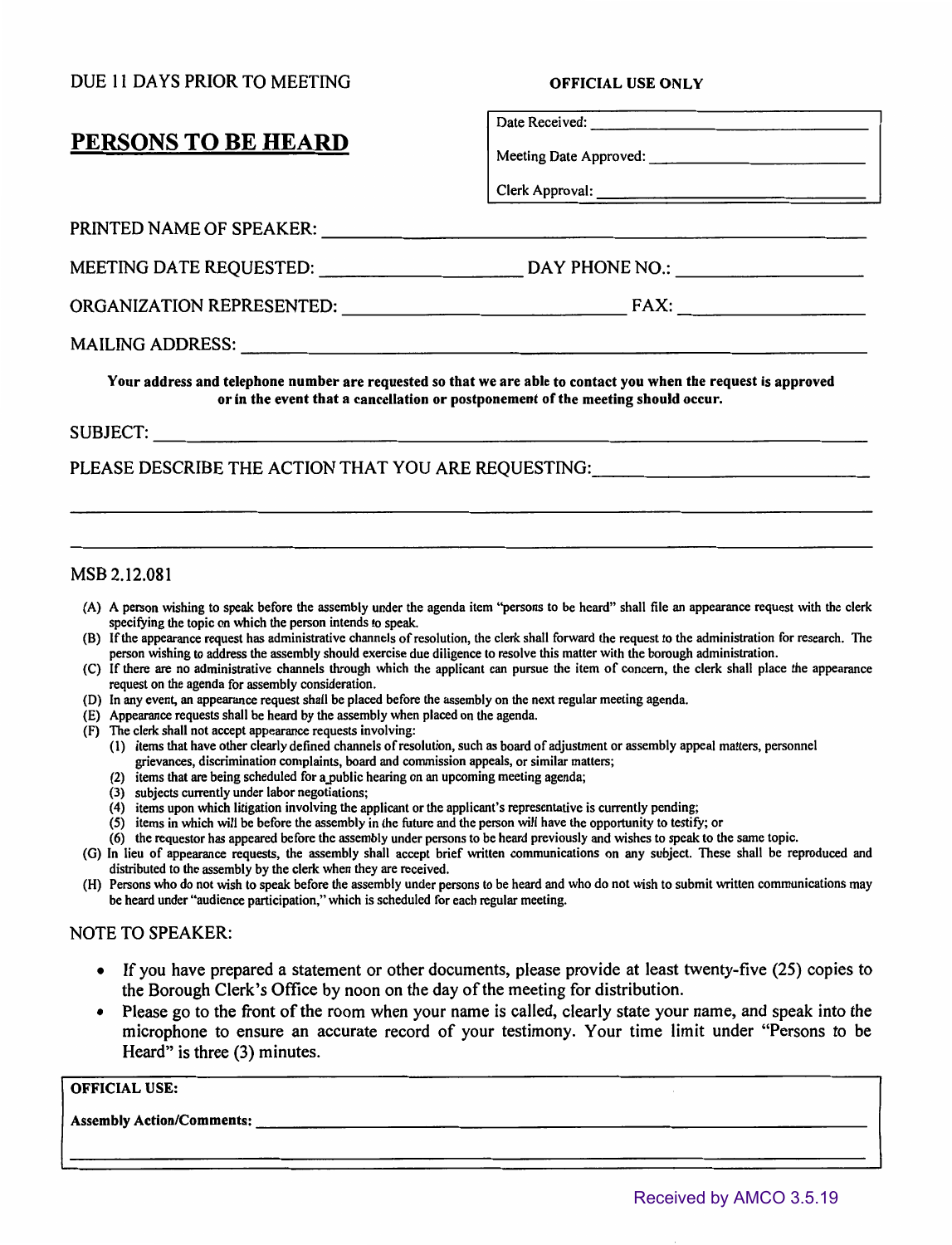DUE 11 DAYS PRIOR TO MEETING

**OFFICIAL USE ONLY**

| | |
|---|---|
| Date Received: | |
| Meeting Date Approved: | |
| Clerk Approval: | |

# PERSONS TO BE HEARD

PRINTED NAME OF SPEAKER: ______________________________

MEETING DATE REQUESTED: ____________________ DAY PHONE NO.: ____________________

ORGANIZATION REPRESENTED: ____________________ FAX: ____________________

MAILING ADDRESS: ______________________________

**Your address and telephone number are requested so that we are able to contact you when the request is approved or in the event that a cancellation or postponement of the meeting should occur.**

SUBJECT: ______________________________

PLEASE DESCRIBE THE ACTION THAT YOU ARE REQUESTING: ______________________________

______________________________

______________________________

MSB 2.12.081

(A) A person wishing to speak before the assembly under the agenda item "persons to be heard" shall file an appearance request with the clerk specifying the topic on which the person intends to speak.

(B) If the appearance request has administrative channels of resolution, the clerk shall forward the request to the administration for research. The person wishing to address the assembly should exercise due diligence to resolve this matter with the borough administration.

(C) If there are no administrative channels through which the applicant can pursue the item of concern, the clerk shall place the appearance request on the agenda for assembly consideration.

(D) In any event, an appearance request shall be placed before the assembly on the next regular meeting agenda.

(E) Appearance requests shall be heard by the assembly when placed on the agenda.

(F) The clerk shall not accept appearance requests involving:

1. items that have other clearly defined channels of resolution, such as board of adjustment or assembly appeal matters, personnel grievances, discrimination complaints, board and commission appeals, or similar matters;
2. items that are being scheduled for a public hearing on an upcoming meeting agenda;
3. subjects currently under labor negotiations;
4. items upon which litigation involving the applicant or the applicant's representative is currently pending;
5. items in which will be before the assembly in the future and the person will have the opportunity to testify; or
6. the requestor has appeared before the assembly under persons to be heard previously and wishes to speak to the same topic.

(G) In lieu of appearance requests, the assembly shall accept brief written communications on any subject. These shall be reproduced and distributed to the assembly by the clerk when they are received.

(H) Persons who do not wish to speak before the assembly under persons to be heard and who do not wish to submit written communications may be heard under "audience participation," which is scheduled for each regular meeting.

NOTE TO SPEAKER:

- If you have prepared a statement or other documents, please provide at least twenty-five (25) copies to the Borough Clerk's Office by noon on the day of the meeting for distribution.
- Please go to the front of the room when your name is called, clearly state your name, and speak into the microphone to ensure an accurate record of your testimony. Your time limit under "Persons to be Heard" is three (3) minutes.

**OFFICIAL USE:**

**Assembly Action/Comments:** ______________________________

______________________________

Received by AMCO 3.5.19